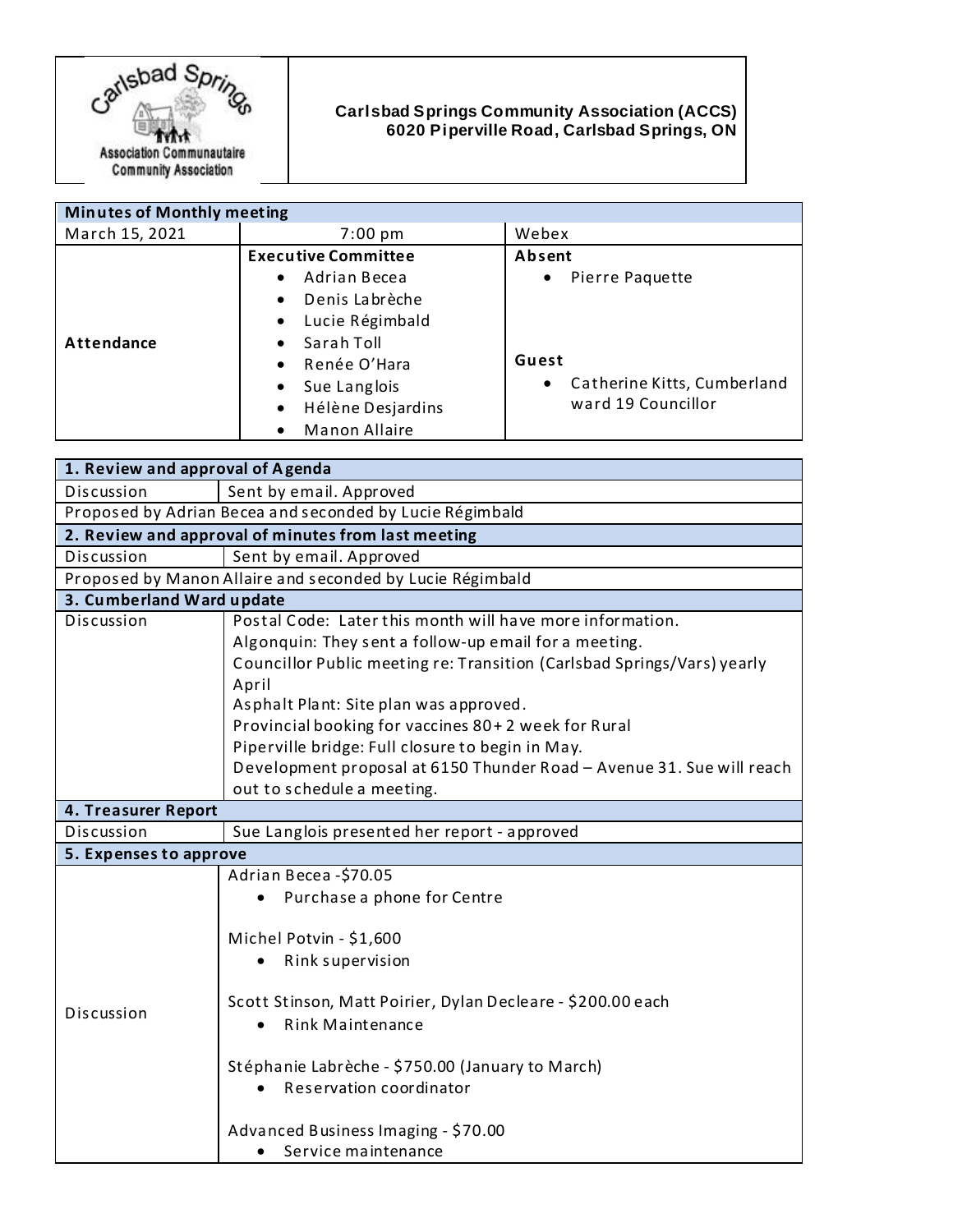Carlsbad Springs Association Communautaire Community Association

**Carlsbad Springs Community Association (ACCS)**
**6020 Piperville Road, Carlsbad Springs, ON**

| **Minutes of Monthly meeting** | | |
|---|---|---|
| March 15, 2021 | 7:00 pm | Webex |
| **Attendance** | **Executive Committee**<br>• Adrian Becea<br>• Denis Labrèche<br>• Lucie Régimbald<br>• Sarah Toll<br>• Renée O'Hara<br>• Sue Langlois<br>• Hélène Desjardins<br>• Manon Allaire | **Absent**<br>• Pierre Paquette<br><br>**Guest**<br>• Catherine Kitts, Cumberland ward 19 Councillor |

| **1. Review and approval of Agenda** | |
|---|---|
| Discussion | Sent by email. Approved |
| Proposed by Adrian Becea and seconded by Lucie Régimbald | |
| **2. Review and approval of minutes from last meeting** | |
| Discussion | Sent by email. Approved |
| Proposed by Manon Allaire and seconded by Lucie Régimbald | |
| **3. Cumberland Ward update** | |
| Discussion | Postal Code: Later this month will have more information.<br>Algonquin: They sent a follow-up email for a meeting.<br>Councillor Public meeting re: Transition (Carlsbad Springs/Vars) yearly April<br>Asphalt Plant: Site plan was approved.<br>Provincial booking for vaccines 80+ 2 week for Rural<br>Piperville bridge: Full closure to begin in May.<br>Development proposal at 6150 Thunder Road – Avenue 31. Sue will reach out to schedule a meeting. |
| **4. Treasurer Report** | |
| Discussion | Sue Langlois presented her report - approved |
| **5. Expenses to approve** | |
| Discussion | Adrian Becea -$70.05<br>• Purchase a phone for Centre<br><br>Michel Potvin - $1,600<br>• Rink supervision<br><br>Scott Stinson, Matt Poirier, Dylan Decleare - $200.00 each<br>• Rink Maintenance<br><br>Stéphanie Labrèche - $750.00 (January to March)<br>• Reservation coordinator<br><br>Advanced Business Imaging - $70.00<br>• Service maintenance |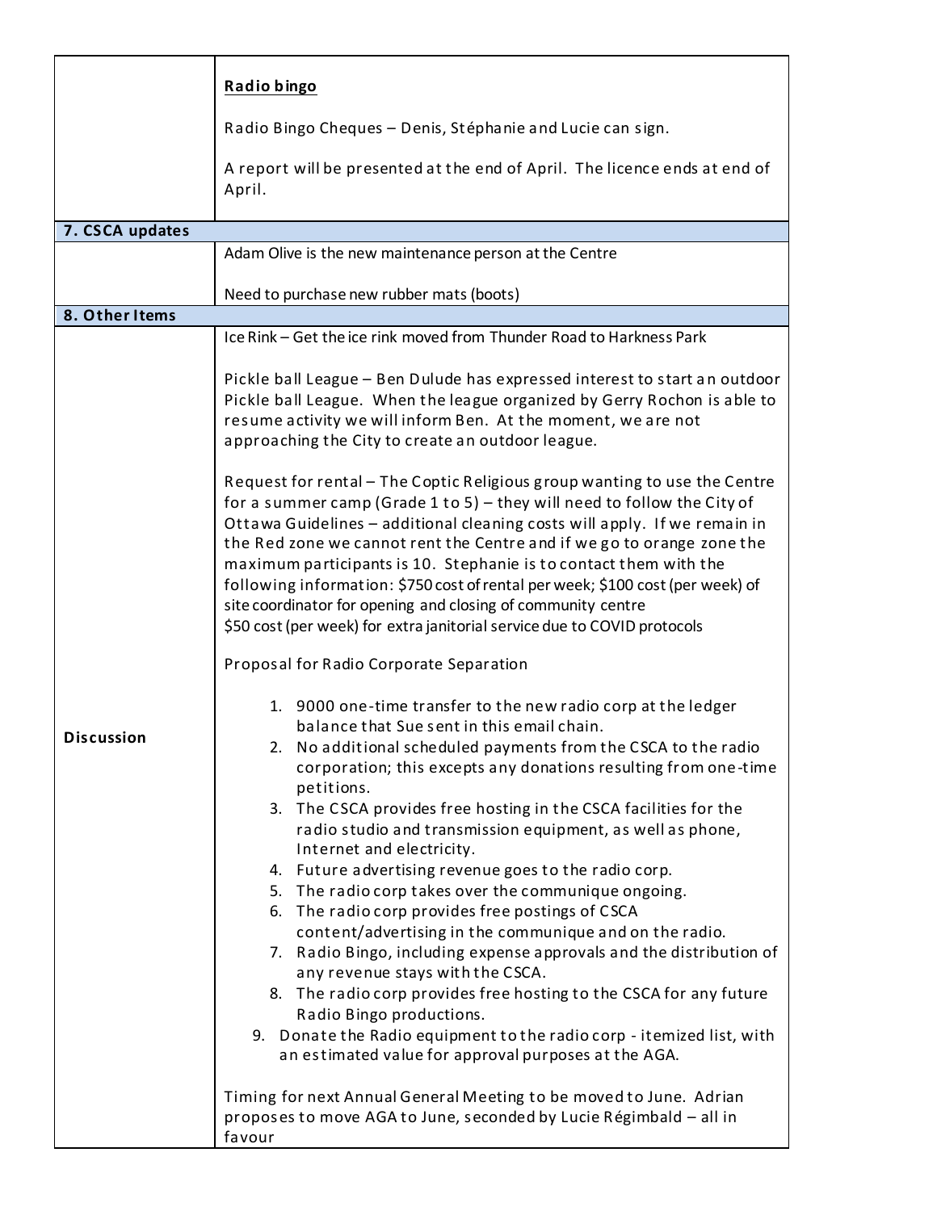| | |
|---|---|
| | **Radio bingo**<br><br>Radio Bingo Cheques – Denis, Stéphanie and Lucie can sign.<br><br>A report will be presented at the end of April. The licence ends at end of April. |
| **7. CSCA updates** | |
| | Adam Olive is the new maintenance person at the Centre<br><br>Need to purchase new rubber mats (boots) |
| **8. Other Items** | |
| **Discussion** | Ice Rink – Get the ice rink moved from Thunder Road to Harkness Park<br><br>Pickle ball League – Ben Dulude has expressed interest to start an outdoor Pickle ball League. When the league organized by Gerry Rochon is able to resume activity we will inform Ben. At the moment, we are not approaching the City to create an outdoor league.<br><br>Request for rental – The Coptic Religious group wanting to use the Centre for a summer camp (Grade 1 to 5) – they will need to follow the City of Ottawa Guidelines – additional cleaning costs will apply. If we remain in the Red zone we cannot rent the Centre and if we go to orange zone the maximum participants is 10. Stephanie is to contact them with the following information: $750 cost of rental per week; $100 cost (per week) of site coordinator for opening and closing of community centre<br>$50 cost (per week) for extra janitorial service due to COVID protocols<br><br>Proposal for Radio Corporate Separation<br><br>1. 9000 one-time transfer to the new radio corp at the ledger balance that Sue sent in this email chain.<br>2. No additional scheduled payments from the CSCA to the radio corporation; this excepts any donations resulting from one-time petitions.<br>3. The CSCA provides free hosting in the CSCA facilities for the radio studio and transmission equipment, as well as phone, Internet and electricity.<br>4. Future advertising revenue goes to the radio corp.<br>5. The radio corp takes over the communique ongoing.<br>6. The radio corp provides free postings of CSCA content/advertising in the communique and on the radio.<br>7. Radio Bingo, including expense approvals and the distribution of any revenue stays with the CSCA.<br>8. The radio corp provides free hosting to the CSCA for any future Radio Bingo productions.<br>9. Donate the Radio equipment to the radio corp - itemized list, with an estimated value for approval purposes at the AGA.<br><br>Timing for next Annual General Meeting to be moved to June. Adrian proposes to move AGA to June, seconded by Lucie Régimbald – all in favour |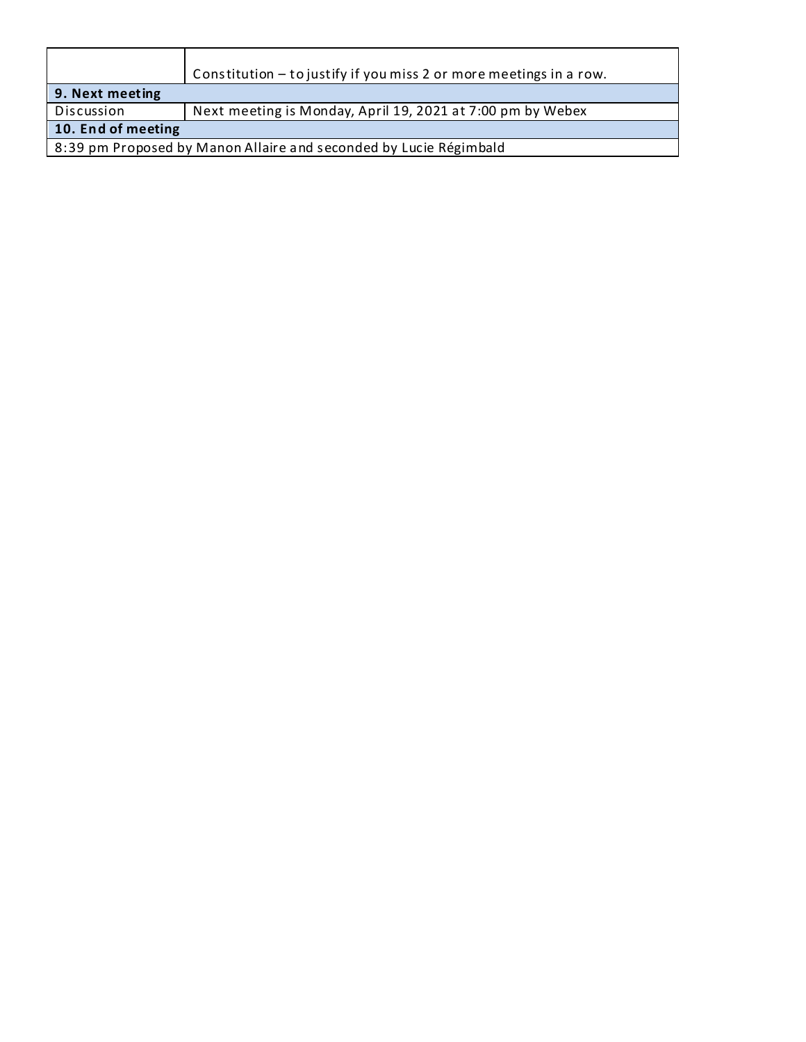| | |
|---|---|
| | Constitution – to justify if you miss 2 or more meetings in a row. |
| **9. Next meeting** | |
| Discussion | Next meeting is Monday, April 19, 2021 at 7:00 pm by Webex |
| **10. End of meeting** | |
| 8:39 pm Proposed by Manon Allaire and seconded by Lucie Régimbald | |